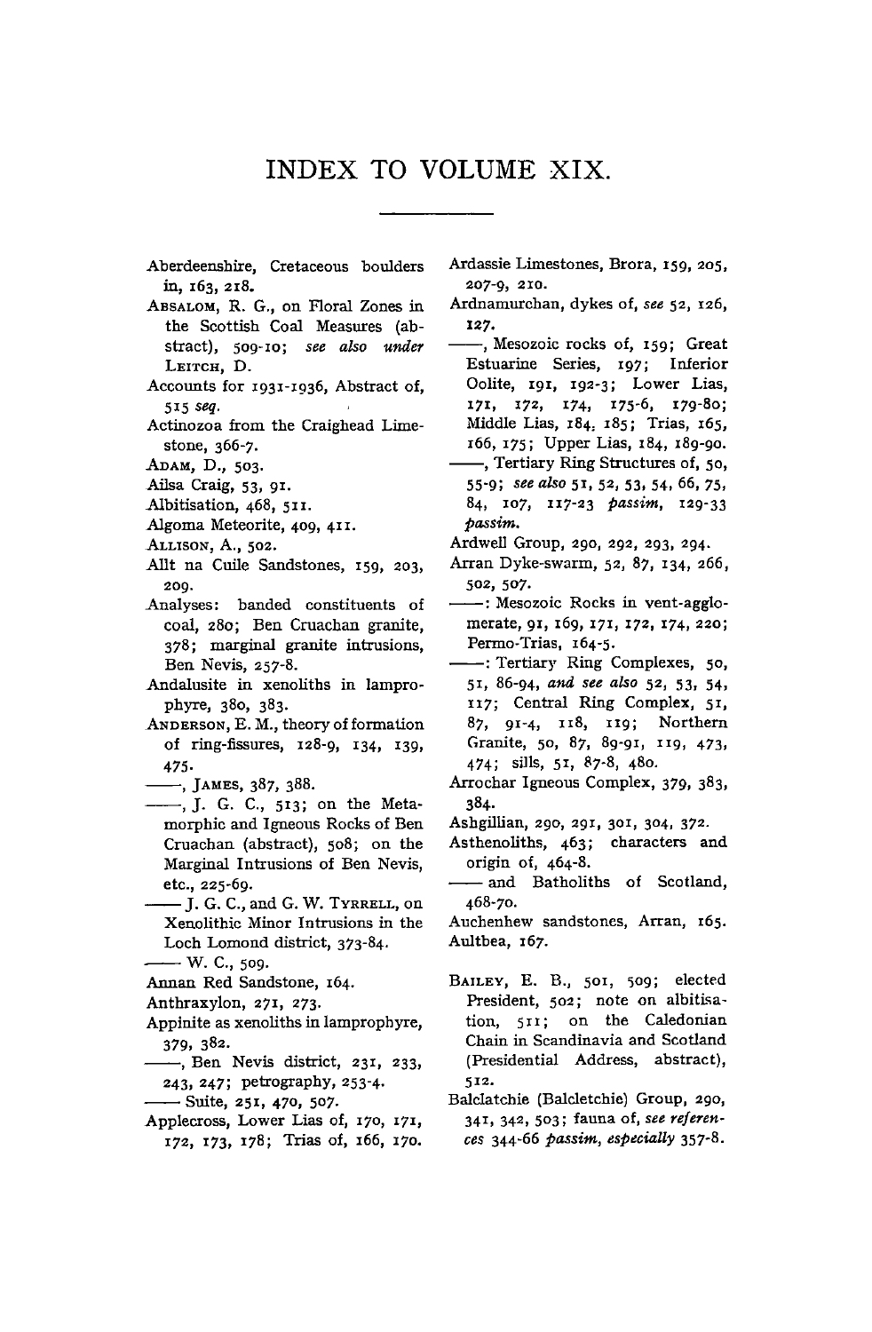# INDEX TO VOLUME XIX.

Aberdeenshire, Cretaceous boulders in, 163, 218.

ABSALOM, R. G., on Floral Zones in the Scottish Coal Measures (abstract), 509-10; *see also under* LEITCH, D.

Accounts for 1931-1936, Abstract of, 515 *seq.*

Actinozoa from the Craighead Limestone, 366-7.

ADAM, D., 503.

Ailsa Craig, 53, 91.

Albitisation, 468, 511.

Algoma Meteorite, 409, 411.

ALLISON, A., 502.

Allt na Cuile Sandstones, 159, 203, 209.

Analyses: banded constituents of coal, 280; Ben Cruachan granite, 378; marginal granite intrusions, Ben Nevis, 257-8.

Andalusite in xenoliths in lamprophyre, 380, 383.

ANDERSON, E. M., theory of formation of ring-fissures, 128-9, 134, 139, 475.

——, JAMES, 387, 388.

——, J. G. C., 513; on the Metamorphic and Igneous Rocks of Ben Cruachan (abstract), 508; on the Marginal Intrusions of Ben Nevis, etc., 225-69.

—— J. G. C., and G. W. TYRRELL, on Xenolithic Minor Intrusions in the Loch Lomond district, 373-84.

—— W. C., 509.

Annan Red Sandstone, 164.

Anthraxylon, 271, 273.

Appinite as xenoliths in lamprophyre, 379, 382.

——, Ben Nevis district, 231, 233, 243, 247; petrography, 253-4.

—— Suite, 251, 470, 507.

Applecross, Lower Lias of, 170, 171, 172, 173, 178; Trias of, 166, 170.

Ardassie Limestones, Brora, 159, 205, 207-9, 210.

Ardnamurchan, dykes of, *see* 52, 126, 127.

——, Mesozoic rocks of, 159; Great Estuarine Series, 197; Inferior Oolite, 191, 192-3; Lower Lias, 171, 172, 174, 175-6, 179-80; Middle Lias, 184, 185; Trias, 165, 166, 175; Upper Lias, 184, 189-90.

——, Tertiary Ring Structures of, 50, 55-9; *see also* 51, 52, 53, 54, 66, 75, 84, 107, 117-23 *passim*, 129-33 *passim*.

Ardwell Group, 290, 292, 293, 294.

Arran Dyke-swarm, 52, 87, 134, 266, 502, 507.

——: Mesozoic Rocks in vent-agglomerate, 91, 169, 171, 172, 174, 220; Permo-Trias, 164-5.

——: Tertiary Ring Complexes, 50, 51, 86-94, *and see also* 52, 53, 54, 117; Central Ring Complex, 51, 87, 91-4, 118, 119; Northern Granite, 50, 87, 89-91, 119, 473, 474; sills, 51, 87-8, 480.

Arrochar Igneous Complex, 379, 383, 384.

Ashgillian, 290, 291, 301, 304, 372.

Asthenoliths, 463; characters and origin of, 464-8.

—— and Batholiths of Scotland, 468-70.

Auchenhew sandstones, Arran, 165.

Aultbea, 167.

BAILEY, E. B., 501, 509; elected President, 502; note on albitisation, 511; on the Caledonian Chain in Scandinavia and Scotland (Presidential Address, abstract), 512.

Balclatchie (Balcletchie) Group, 290, 341, 342, 503; fauna of, *see references* 344-66 *passim*, *especially* 357-8.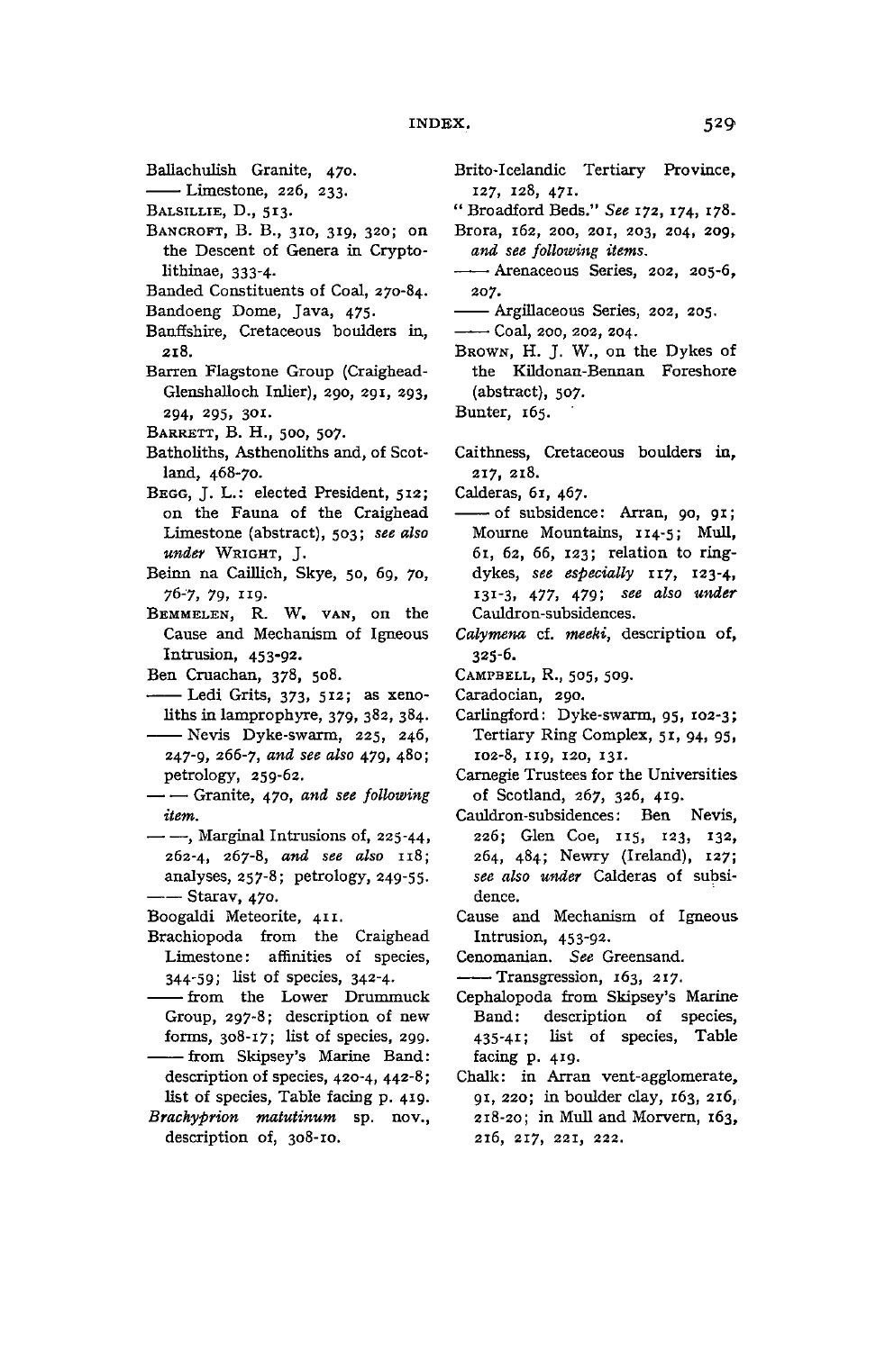Ballachulish Granite, 470.

—— Limestone, 226, 233.

BALSILLIE, D., 513.

BANCROFT, B. B., 310, 319, 320; on the Descent of Genera in Cryptolithinae, 333-4.

Banded Constituents of Coal, 270-84.

Bandoeng Dome, Java, 475.

Banffshire, Cretaceous boulders in, 218.

Barren Flagstone Group (Craighead-Glenshalloch Inlier), 290, 291, 293, 294, 295, 301.

BARRETT, B. H., 500, 507.

Batholiths, Asthenoliths and, of Scotland, 468-70.

BEGG, J. L.: elected President, 512; on the Fauna of the Craighead Limestone (abstract), 503; *see also under* WRIGHT, J.

Beinn na Caillich, Skye, 50, 69, 70, 76-7, 79, 119.

BEMMELEN, R. W. VAN, on the Cause and Mechanism of Igneous Intrusion, 453-92.

Ben Cruachan, 378, 508.

—— Ledi Grits, 373, 512; as xenoliths in lamprophyre, 379, 382, 384.

—— Nevis Dyke-swarm, 225, 246, 247-9, 266-7, *and see also* 479, 480; petrology, 259-62.

—— —— Granite, 470, *and see following item.*

—— ——, Marginal Intrusions of, 225-44, 262-4, 267-8, *and see also* 118; analyses, 257-8; petrology, 249-55.

—— Starav, 470.

Boogaldi Meteorite, 411.

Brachiopoda from the Craighead Limestone: affinities of species, 344-59; list of species, 342-4.

—— from the Lower Drummuck Group, 297-8; description of new forms, 308-17; list of species, 299.

—— from Skipsey's Marine Band: description of species, 420-4, 442-8; list of species, Table facing p. 419.

*Brachyprion matutinum* sp. nov., description of, 308-10.

Brito-Icelandic Tertiary Province, 127, 128, 471.

"Broadford Beds." *See* 172, 174, 178.

Brora, 162, 200, 201, 203, 204, 209, *and see following items.*

—— Arenaceous Series, 202, 205-6, 207.

—— Argillaceous Series, 202, 205.

—— Coal, 200, 202, 204.

BROWN, H. J. W., on the Dykes of the Kildonan-Bennan Foreshore (abstract), 507.

Bunter, 165.

Caithness, Cretaceous boulders in, 217, 218.

Calderas, 61, 467.

—— of subsidence: Arran, 90, 91; Mourne Mountains, 114-5; Mull, 61, 62, 66, 123; relation to ring-dykes, *see especially* 117, 123-4, 131-3, 477, 479; *see also under* Cauldron-subsidences.

*Calymena* cf. *meeki*, description of, 325-6.

CAMPBELL, R., 505, 509.

Caradocian, 290.

Carlingford: Dyke-swarm, 95, 102-3; Tertiary Ring Complex, 51, 94, 95, 102-8, 119, 120, 131.

Carnegie Trustees for the Universities of Scotland, 267, 326, 419.

Cauldron-subsidences: Ben Nevis, 226; Glen Coe, 115, 123, 132, 264, 484; Newry (Ireland), 127; *see also under* Calderas of subsidence.

Cause and Mechanism of Igneous Intrusion, 453-92.

Cenomanian. *See* Greensand.

—— Transgression, 163, 217.

Cephalopoda from Skipsey's Marine Band: description of species, 435-41; list of species, Table facing p. 419.

Chalk: in Arran vent-agglomerate, 91, 220; in boulder clay, 163, 216, 218-20; in Mull and Morvern, 163, 216, 217, 221, 222.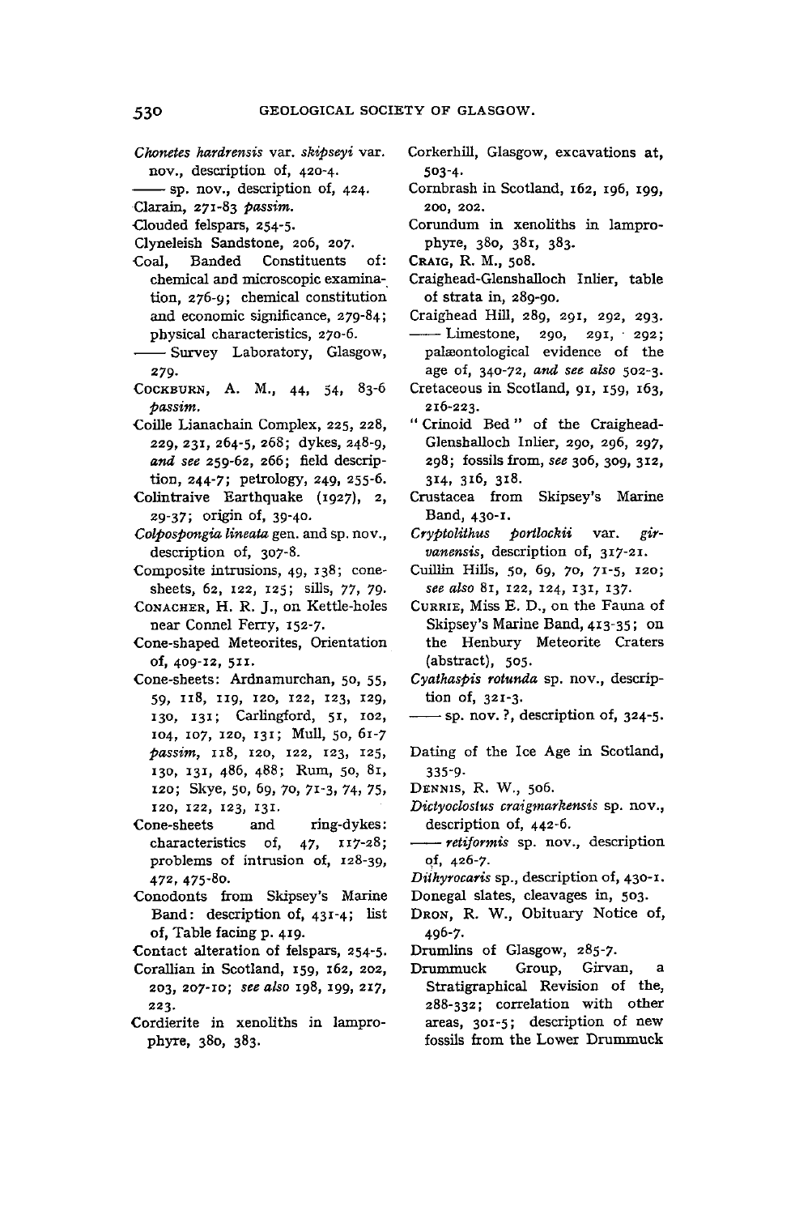*Chonetes hardrensis* var. *skipseyi* var. nov., description of, 420-4.
—— sp. nov., description of, 424.
Clarain, 271-83 *passim.*
Clouded felspars, 254-5.
Clyneleish Sandstone, 206, 207.
Coal, Banded Constituents of: chemical and microscopic examination, 276-9; chemical constitution and economic significance, 279-84; physical characteristics, 270-6.
—— Survey Laboratory, Glasgow, 279.
Cockburn, A. M., 44, 54, 83-6 *passim.*
Coille Lianachain Complex, 225, 228, 229, 231, 264-5, 268; dykes, 248-9, *and see* 259-62, 266; field description, 244-7; petrology, 249, 255-6.
Colintraive Earthquake (1927), 2, 29-37; origin of, 39-40.
*Colpospongia lineata* gen. and sp. nov., description of, 307-8.
Composite intrusions, 49, 138; cone-sheets, 62, 122, 125; sills, 77, 79.
Conacher, H. R. J., on Kettle-holes near Connel Ferry, 152-7.
Cone-shaped Meteorites, Orientation of, 409-12, 511.
Cone-sheets: Ardnamurchan, 50, 55, 59, 118, 119, 120, 122, 123, 129, 130, 131; Carlingford, 51, 102, 104, 107, 120, 131; Mull, 50, 61-7 *passim*, 118, 120, 122, 123, 125, 130, 131, 486, 488; Rum, 50, 81, 120; Skye, 50, 69, 70, 71-3, 74, 75, 120, 122, 123, 131.
Cone-sheets and ring-dykes: characteristics of, 47, 117-28; problems of intrusion of, 128-39, 472, 475-80.
Conodonts from Skipsey's Marine Band: description of, 431-4; list of, Table facing p. 419.
Contact alteration of felspars, 254-5.
Corallian in Scotland, 159, 162, 202, 203, 207-10; *see also* 198, 199, 217, 223.
Cordierite in xenoliths in lamprophyre, 380, 383.
Corkerhill, Glasgow, excavations at, 503-4.
Cornbrash in Scotland, 162, 196, 199, 200, 202.
Corundum in xenoliths in lamprophyre, 380, 381, 383.
Craig, R. M., 508.
Craighead-Glenshalloch Inlier, table of strata in, 289-90.
Craighead Hill, 289, 291, 292, 293.
—— Limestone, 290, 291, 292; palæontological evidence of the age of, 340-72, *and see also* 502-3.
Cretaceous in Scotland, 91, 159, 163, 216-223.
"Crinoid Bed" of the Craighead-Glenshalloch Inlier, 290, 296, 297, 298; fossils from, *see* 306, 309, 312, 314, 316, 318.
Crustacea from Skipsey's Marine Band, 430-1.
*Cryptolithus portlockii* var. *girvanensis*, description of, 317-21.
Cuillin Hills, 50, 69, 70, 71-5, 120; *see also* 81, 122, 124, 131, 137.
Currie, Miss E. D., on the Fauna of Skipsey's Marine Band, 413-35; on the Henbury Meteorite Craters (abstract), 505.
*Cyathaspis rotunda* sp. nov., description of, 321-3.
—— sp. nov. ?, description of, 324-5.

Dating of the Ice Age in Scotland, 335-9.
Dennis, R. W., 506.
*Dictyoclostus craigmarkensis* sp. nov., description of, 442-6.
—— *retiformis* sp. nov., description of, 426-7.
*Dithyrocaris* sp., description of, 430-1.
Donegal slates, cleavages in, 503.
Dron, R. W., Obituary Notice of, 496-7.
Drumlins of Glasgow, 285-7.
Drummuck Group, Girvan, a Stratigraphical Revision of the, 288-332; correlation with other areas, 301-5; description of new fossils from the Lower Drummuck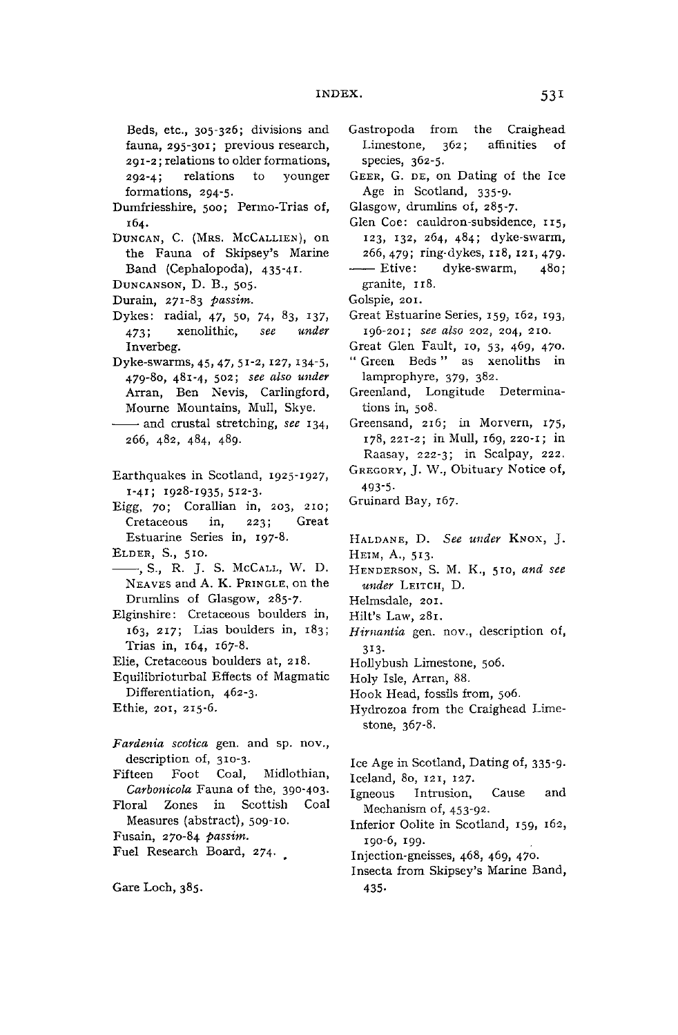Beds, etc., 305-326; divisions and fauna, 295-301; previous research, 291-2; relations to older formations, 292-4; relations to younger formations, 294-5.

Dumfriesshire, 500; Permo-Trias of, 164.

DUNCAN, C. (MRS. MCCALLIEN), on the Fauna of Skipsey's Marine Band (Cephalopoda), 435-41.

DUNCANSON, D. B., 505.

Durain, 271-83 *passim*.

Dykes: radial, 47, 50, 74, 83, 137, 473; xenolithic, *see under* Inverbeg.

Dyke-swarms, 45, 47, 51-2, 127, 134-5, 479-80, 481-4, 502; *see also under* Arran, Ben Nevis, Carlingford, Mourne Mountains, Mull, Skye.

—— and crustal stretching, *see* 134, 266, 482, 484, 489.

Earthquakes in Scotland, 1925-1927, 1-41; 1928-1935, 512-3.

Eigg, 70; Corallian in, 203, 210; Cretaceous in, 223; Great Estuarine Series in, 197-8.

ELDER, S., 510.

——, S., R. J. S. MCCALL, W. D. NEAVES and A. K. PRINGLE, on the Drumlins of Glasgow, 285-7.

Elginshire: Cretaceous boulders in, 163, 217; Lias boulders in, 183; Trias in, 164, 167-8.

Elie, Cretaceous boulders at, 218.

Equilibrioturbal Effects of Magmatic Differentiation, 462-3.

Ethie, 201, 215-6.

*Fardenia scotica* gen. and sp. nov., description of, 310-3.

Fifteen Foot Coal, Midlothian, *Carbonicola* Fauna of the, 390-403.

Floral Zones in Scottish Coal Measures (abstract), 509-10.

Fusain, 270-84 *passim*.

Fuel Research Board, 274.

Gare Loch, 385.

Gastropoda from the Craighead Limestone, 362; affinities of species, 362-5.

GEER, G. DE, on Dating of the Ice Age in Scotland, 335-9.

Glasgow, drumlins of, 285-7.

Glen Coe: cauldron-subsidence, 115, 123, 132, 264, 484; dyke-swarm, 266, 479; ring-dykes, 118, 121, 479.

—— Etive: dyke-swarm, 480; granite, 118.

Golspie, 201.

Great Estuarine Series, 159, 162, 193, 196-201; *see also* 202, 204, 210.

Great Glen Fault, 10, 53, 469, 470.

"Green Beds" as xenoliths in lamprophyre, 379, 382.

Greenland, Longitude Determinations in, 508.

Greensand, 216; in Morvern, 175, 178, 221-2; in Mull, 169, 220-1; in Raasay, 222-3; in Scalpay, 222.

GREGORY, J. W., Obituary Notice of, 493-5.

Gruinard Bay, 167.

HALDANE, D. *See under* KNOX, J.

HEIM, A., 513.

HENDERSON, S. M. K., 510, *and see under* LEITCH, D.

Helmsdale, 201.

Hilt's Law, 281.

*Hirnantia* gen. nov., description of, 313.

Hollybush Limestone, 506.

Holy Isle, Arran, 88.

Hook Head, fossils from, 506.

Hydrozoa from the Craighead Limestone, 367-8.

Ice Age in Scotland, Dating of, 335-9.

Iceland, 80, 121, 127.

Igneous Intrusion, Cause and Mechanism of, 453-92.

Inferior Oolite in Scotland, 159, 162, 190-6, 199.

Injection-gneisses, 468, 469, 470.

Insecta from Skipsey's Marine Band, 435.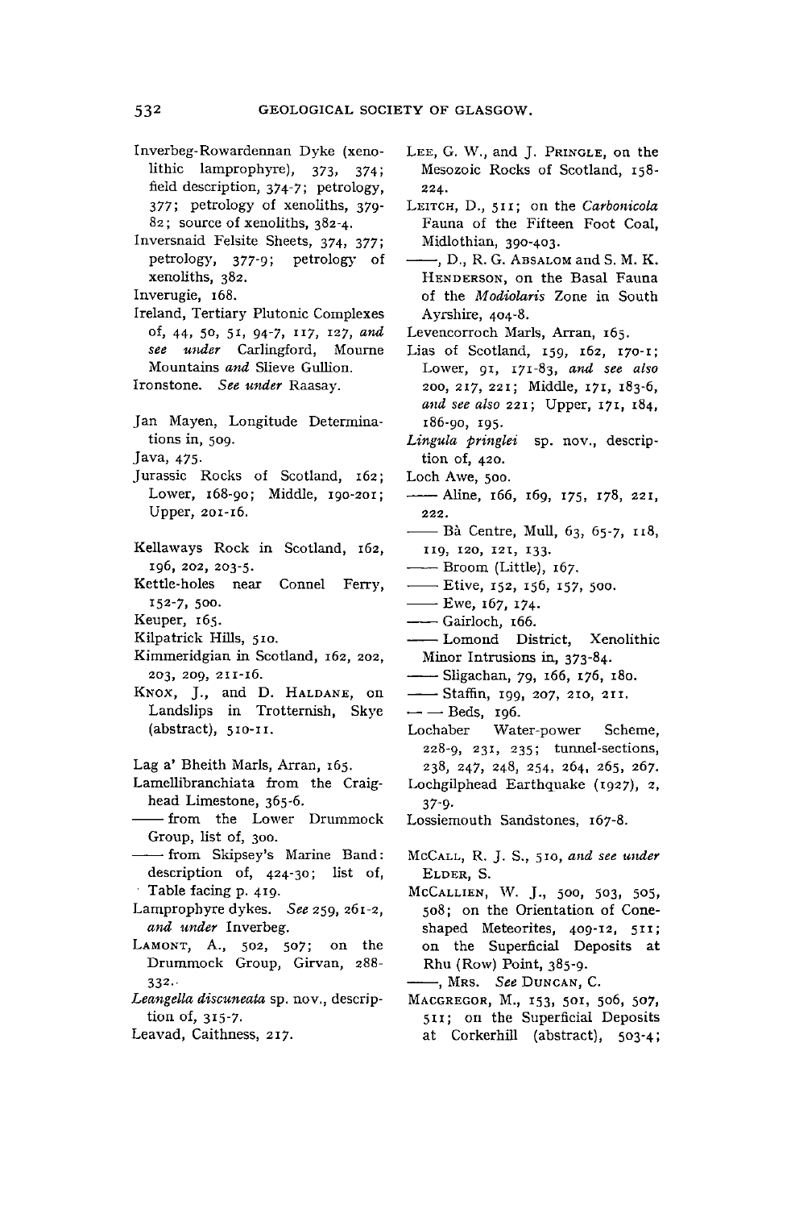Inverbeg-Rowardennan Dyke (xenolithic lamprophyre), 373, 374; field description, 374-7; petrology, 377; petrology of xenoliths, 379-82; source of xenoliths, 382-4.

Inversnaid Felsite Sheets, 374, 377; petrology, 377-9; petrology of xenoliths, 382.

Inverugie, 168.

Ireland, Tertiary Plutonic Complexes of, 44, 50, 51, 94-7, 117, 127, *and see under* Carlingford, Mourne Mountains *and* Slieve Gullion.

Ironstone. *See under* Raasay.

Jan Mayen, Longitude Determinations in, 509.

Java, 475.

Jurassic Rocks of Scotland, 162; Lower, 168-90; Middle, 190-201; Upper, 201-16.

Kellaways Rock in Scotland, 162, 196, 202, 203-5.

Kettle-holes near Connel Ferry, 152-7, 500.

Keuper, 165.

Kilpatrick Hills, 510.

Kimmeridgian in Scotland, 162, 202, 203, 209, 211-16.

KNOX, J., and D. HALDANE, on Landslips in Trotternish, Skye (abstract), 510-11.

Lag a' Bheith Marls, Arran, 165.

Lamellibranchiata from the Craighead Limestone, 365-6.

—— from the Lower Drummock Group, list of, 300.

—— from Skipsey's Marine Band: description of, 424-30; list of, Table facing p. 419.

Lamprophyre dykes. *See* 259, 261-2, *and under* Inverbeg.

LAMONT, A., 502, 507; on the Drummock Group, Girvan, 288-332.

*Leangella discuneata* sp. nov., description of, 315-7.

Leavad, Caithness, 217.

LEE, G. W., and J. PRINGLE, on the Mesozoic Rocks of Scotland, 158-224.

LEITCH, D., 511; on the *Carbonicola* Fauna of the Fifteen Foot Coal, Midlothian, 390-403.

——, D., R. G. ABSALOM and S. M. K. HENDERSON, on the Basal Fauna of the *Modiolaris* Zone in South Ayrshire, 404-8.

Levencorroch Marls, Arran, 165.

Lias of Scotland, 159, 162, 170-1; Lower, 91, 171-83, *and see also* 200, 217, 221; Middle, 171, 183-6, *and see also* 221; Upper, 171, 184, 186-90, 195.

*Lingula pringlei* sp. nov., description of, 420.

Loch Awe, 500.

—— Aline, 166, 169, 175, 178, 221, 222.

—— Bà Centre, Mull, 63, 65-7, 118, 119, 120, 121, 133.

—— Broom (Little), 167.

—— Etive, 152, 156, 157, 500.

—— Ewe, 167, 174.

—— Gairloch, 166.

—— Lomond District, Xenolithic Minor Intrusions in, 373-84.

—— Sligachan, 79, 166, 176, 180.

—— Staffin, 199, 207, 210, 211.

—— —— Beds, 196.

Lochaber Water-power Scheme, 228-9, 231, 235; tunnel-sections, 238, 247, 248, 254, 264, 265, 267.

Lochgilphead Earthquake (1927), 2, 37-9.

Lossiemouth Sandstones, 167-8.

McCALL, R. J. S., 510, *and see under* ELDER, S.

McCALLIEN, W. J., 500, 503, 505, 508; on the Orientation of Cone-shaped Meteorites, 409-12, 511; on the Superficial Deposits at Rhu (Row) Point, 385-9.

——, MRS. *See* DUNCAN, C.

MACGREGOR, M., 153, 501, 506, 507, 511; on the Superficial Deposits at Corkerhill (abstract), 503-4;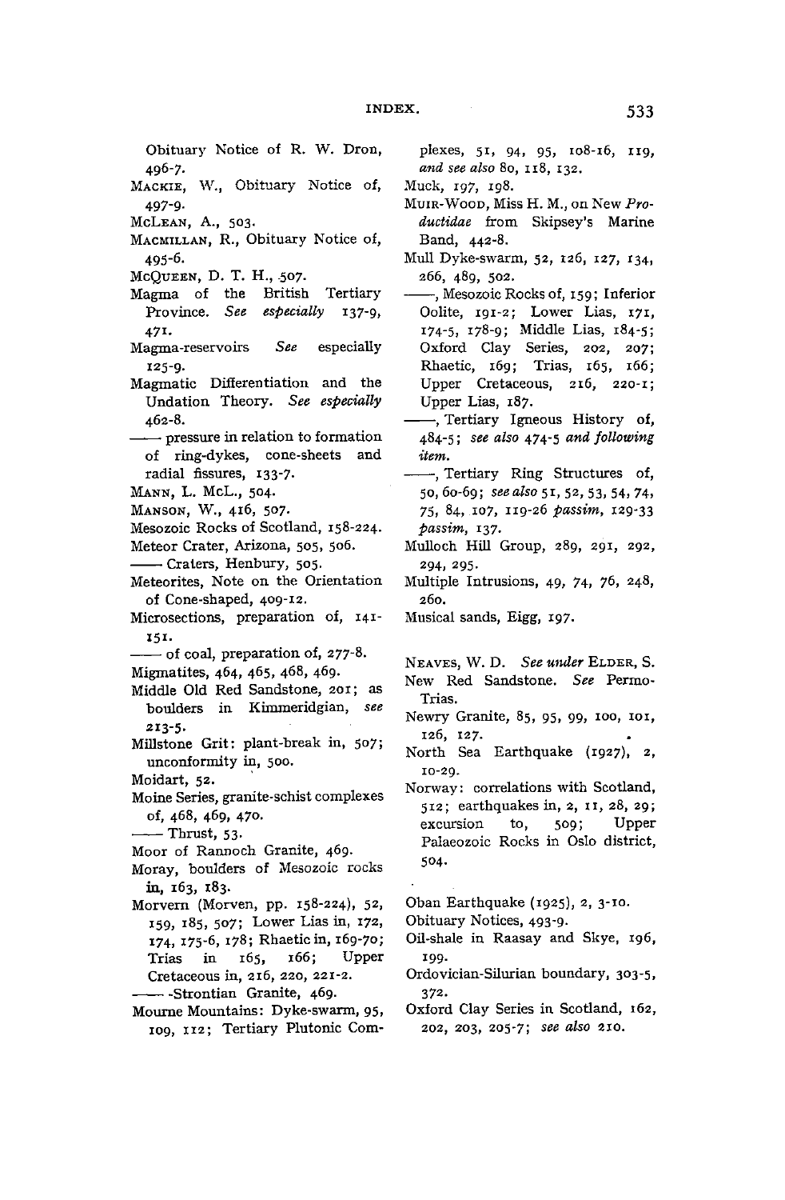Obituary Notice of R. W. Dron, 496-7.

MACKIE, W., Obituary Notice of, 497-9.

McLEAN, A., 503.

MACMILLAN, R., Obituary Notice of, 495-6.

McQUEEN, D. T. H., 507.

Magma of the British Tertiary Province. *See especially* 137-9, 471.

Magma-reservoirs *See* especially 125-9.

Magmatic Differentiation and the Undation Theory. *See especially* 462-8.

—— pressure in relation to formation of ring-dykes, cone-sheets and radial fissures, 133-7.

MANN, L. McL., 504.

MANSON, W., 416, 507.

Mesozoic Rocks of Scotland, 158-224.

Meteor Crater, Arizona, 505, 506.

—— Craters, Henbury, 505.

Meteorites, Note on the Orientation of Cone-shaped, 409-12.

Microsections, preparation of, 141-151.

—— of coal, preparation of, 277-8.

Migmatites, 464, 465, 468, 469.

Middle Old Red Sandstone, 201; as boulders in Kimmeridgian, *see* 213-5.

Millstone Grit: plant-break in, 507; unconformity in, 500.

Moidart, 52.

Moine Series, granite-schist complexes of, 468, 469, 470.

—— Thrust, 53.

Moor of Rannoch Granite, 469.

Moray, boulders of Mesozoic rocks in, 163, 183.

Morvern (Morven, pp. 158-224), 52, 159, 185, 507; Lower Lias in, 172, 174, 175-6, 178; Rhaetic in, 169-70; Trias in 165, 166; Upper Cretaceous in, 216, 220, 221-2.

—— -Strontian Granite, 469.

Mourne Mountains: Dyke-swarm, 95, 109, 112; Tertiary Plutonic Complexes, 51, 94, 95, 108-16, 119, *and see also* 80, 118, 132.

Muck, 197, 198.

MUIR-WOOD, Miss H. M., on New *Productidae* from Skipsey's Marine Band, 442-8.

Mull Dyke-swarm, 52, 126, 127, 134, 266, 489, 502.

——, Mesozoic Rocks of, 159; Inferior Oolite, 191-2; Lower Lias, 171, 174-5, 178-9; Middle Lias, 184-5; Oxford Clay Series, 202, 207; Rhaetic, 169; Trias, 165, 166; Upper Cretaceous, 216, 220-1; Upper Lias, 187.

——, Tertiary Igneous History of, 484-5; *see also* 474-5 *and following item.*

——, Tertiary Ring Structures of, 50, 60-69; *see also* 51, 52, 53, 54, 74, 75, 84, 107, 119-26 *passim*, 129-33 *passim*, 137.

Mulloch Hill Group, 289, 291, 292, 294, 295.

Multiple Intrusions, 49, 74, 76, 248, 260.

Musical sands, Eigg, 197.

NEAVES, W. D. *See under* ELDER, S.

New Red Sandstone. *See* Permo-Trias.

Newry Granite, 85, 95, 99, 100, 101, 126, 127.

North Sea Earthquake (1927), 2, 10-29.

Norway: correlations with Scotland, 512; earthquakes in, 2, 11, 28, 29; excursion to, 509; Upper Palaeozoic Rocks in Oslo district, 504.

Oban Earthquake (1925), 2, 3-10.

Obituary Notices, 493-9.

Oil-shale in Raasay and Skye, 196, 199.

Ordovician-Silurian boundary, 303-5, 372.

Oxford Clay Series in Scotland, 162, 202, 203, 205-7; *see also* 210.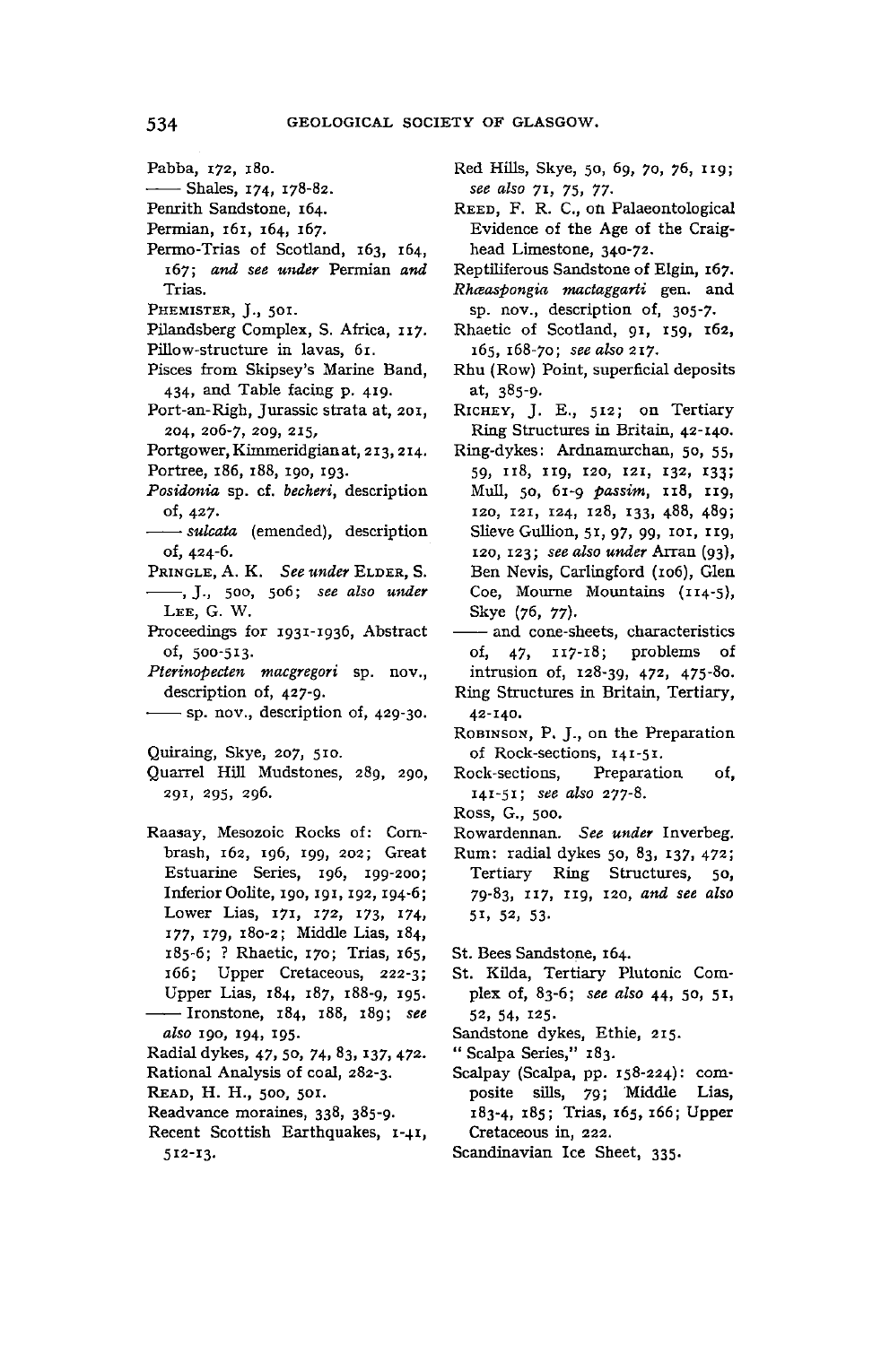Pabba, 172, 180.
—— Shales, 174, 178-82.
Penrith Sandstone, 164.
Permian, 161, 164, 167.
Permo-Trias of Scotland, 163, 164, 167; *and see under* Permian *and* Trias.
PHEMISTER, J., 501.
Pilandsberg Complex, S. Africa, 117.
Pillow-structure in lavas, 61.
Pisces from Skipsey's Marine Band, 434, and Table facing p. 419.
Port-an-Righ, Jurassic strata at, 201, 204, 206-7, 209, 215.
Portgower, Kimmeridgian at, 213, 214.
Portree, 186, 188, 190, 193.
*Posidonia* sp. cf. *becheri*, description of, 427.
—— *sulcata* (emended), description of, 424-6.
PRINGLE, A. K. *See under* ELDER, S.
——, J., 500, 506; *see also under* LEE, G. W.
Proceedings for 1931-1936, Abstract of, 500-513.
*Pterinopecten macgregori* sp. nov., description of, 427-9.
—— sp. nov., description of, 429-30.

Quiraing, Skye, 207, 510.
Quarrel Hill Mudstones, 289, 290, 291, 295, 296.

Raasay, Mesozoic Rocks of: Cornbrash, 162, 196, 199, 202; Great Estuarine Series, 196, 199-200; Inferior Oolite, 190, 191, 192, 194-6; Lower Lias, 171, 172, 173, 174, 177, 179, 180-2; Middle Lias, 184, 185-6; ? Rhaetic, 170; Trias, 165, 166; Upper Cretaceous, 222-3; Upper Lias, 184, 187, 188-9, 195.
—— Ironstone, 184, 188, 189; *see also* 190, 194, 195.
Radial dykes, 47, 50, 74, 83, 137, 472.
Rational Analysis of coal, 282-3.
READ, H. H., 500, 501.
Readvance moraines, 338, 385-9.
Recent Scottish Earthquakes, 1-41, 512-13.
Red Hills, Skye, 50, 69, 70, 76, 119; *see also* 71, 75, 77.
REED, F. R. C., on Palaeontological Evidence of the Age of the Craighead Limestone, 340-72.
Reptiliferous Sandstone of Elgin, 167.
*Rhæaspongia mactaggarti* gen. and sp. nov., description of, 305-7.
Rhaetic of Scotland, 91, 159, 162, 165, 168-70; *see also* 217.
Rhu (Row) Point, superficial deposits at, 385-9.
RICHEY, J. E., 512; on Tertiary Ring Structures in Britain, 42-140.
Ring-dykes: Ardnamurchan, 50, 55, 59, 118, 119, 120, 121, 132, 133; Mull, 50, 61-9 *passim*, 118, 119, 120, 121, 124, 128, 133, 488, 489; Slieve Gullion, 51, 97, 99, 101, 119, 120, 123; *see also under* Arran (93), Ben Nevis, Carlingford (106), Glen Coe, Mourne Mountains (114-5), Skye (76, 77).
—— and cone-sheets, characteristics of, 47, 117-18; problems of intrusion of, 128-39, 472, 475-80.
Ring Structures in Britain, Tertiary, 42-140.
ROBINSON, P. J., on the Preparation of Rock-sections, 141-51.
Rock-sections, Preparation of, 141-51; *see also* 277-8.
Ross, G., 500.
Rowardennan. *See under* Inverbeg.
Rum: radial dykes 50, 83, 137, 472; Tertiary Ring Structures, 50, 79-83, 117, 119, 120, *and see also* 51, 52, 53.

St. Bees Sandstone, 164.
St. Kilda, Tertiary Plutonic Complex of, 83-6; *see also* 44, 50, 51, 52, 54, 125.
Sandstone dykes, Ethie, 215.
"Scalpa Series," 183.
Scalpay (Scalpa, pp. 158-224): composite sills, 79; Middle Lias, 183-4, 185; Trias, 165, 166; Upper Cretaceous in, 222.
Scandinavian Ice Sheet, 335.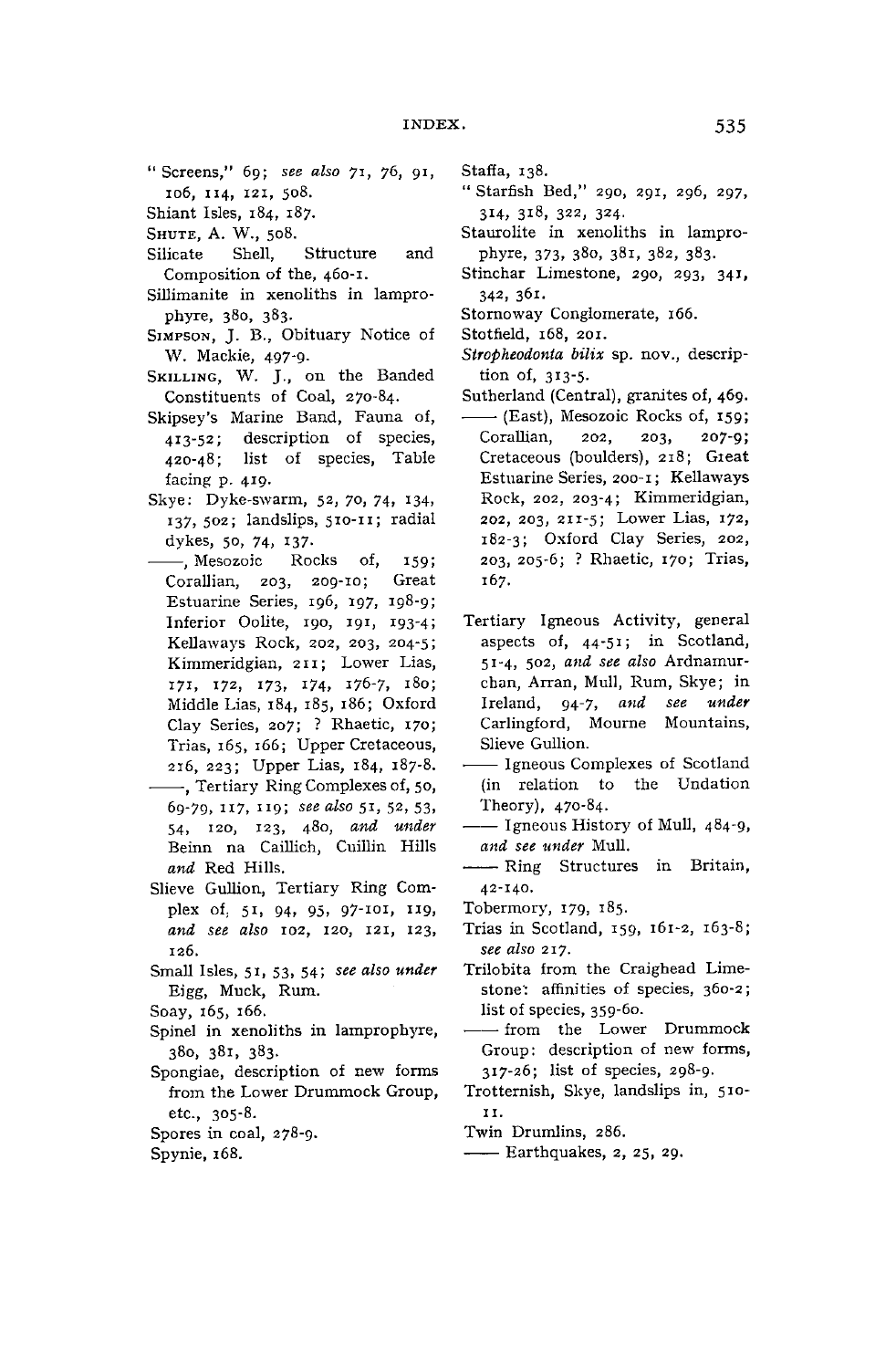"Screens," 69; *see also* 71, 76, 91, 106, 114, 121, 508.

Shiant Isles, 184, 187.

SHUTE, A. W., 508.

Silicate Shell, Structure and Composition of the, 460-1.

Sillimanite in xenoliths in lamprophyre, 380, 383.

SIMPSON, J. B., Obituary Notice of W. Mackie, 497-9.

SKILLING, W. J., on the Banded Constituents of Coal, 270-84.

Skipsey's Marine Band, Fauna of, 413-52; description of species, 420-48; list of species, Table facing p. 419.

Skye: Dyke-swarm, 52, 70, 74, 134, 137, 502; landslips, 510-11; radial dykes, 50, 74, 137.

——, Mesozoic Rocks of, 159; Corallian, 203, 209-10; Great Estuarine Series, 196, 197, 198-9; Inferior Oolite, 190, 191, 193-4; Kellaways Rock, 202, 203, 204-5; Kimmeridgian, 211; Lower Lias, 171, 172, 173, 174, 176-7, 180; Middle Lias, 184, 185, 186; Oxford Clay Series, 207; ? Rhaetic, 170; Trias, 165, 166; Upper Cretaceous, 216, 223; Upper Lias, 184, 187-8.

——, Tertiary Ring Complexes of, 50, 69-79, 117, 119; *see also* 51, 52, 53, 54, 120, 123, 480, *and under* Beinn na Caillich, Cuillin Hills *and* Red Hills.

Slieve Gullion, Tertiary Ring Complex of, 51, 94, 95, 97-101, 119, *and see also* 102, 120, 121, 123, 126.

Small Isles, 51, 53, 54; *see also under* Eigg, Muck, Rum.

Soay, 165, 166.

Spinel in xenoliths in lamprophyre, 380, 381, 383.

Spongiae, description of new forms from the Lower Drummock Group, etc., 305-8.

Spores in coal, 278-9.

Spynie, 168.

Staffa, 138.

"Starfish Bed," 290, 291, 296, 297, 314, 318, 322, 324.

Staurolite in xenoliths in lamprophyre, 373, 380, 381, 382, 383.

Stinchar Limestone, 290, 293, 341, 342, 361.

Stornoway Conglomerate, 166.

Stotfield, 168, 201.

*Stropheodonta bilix* sp. nov., description of, 313-5.

Sutherland (Central), granites of, 469.

—— (East), Mesozoic Rocks of, 159; Corallian, 202, 203, 207-9; Cretaceous (boulders), 218; Great Estuarine Series, 200-1; Kellaways Rock, 202, 203-4; Kimmeridgian, 202, 203, 211-5; Lower Lias, 172, 182-3; Oxford Clay Series, 202, 203, 205-6; ? Rhaetic, 170; Trias, 167.

Tertiary Igneous Activity, general aspects of, 44-51; in Scotland, 51-4, 502, *and see also* Ardnamurchan, Arran, Mull, Rum, Skye; in Ireland, 94-7, *and see under* Carlingford, Mourne Mountains, Slieve Gullion.

—— Igneous Complexes of Scotland (in relation to the Undation Theory), 470-84.

—— Igneous History of Mull, 484-9, *and see under* Mull.

—— Ring Structures in Britain, 42-140.

Tobermory, 179, 185.

Trias in Scotland, 159, 161-2, 163-8; *see also* 217.

Trilobita from the Craighead Limestone: affinities of species, 360-2; list of species, 359-60.

—— from the Lower Drummock Group: description of new forms, 317-26; list of species, 298-9.

Trotternish, Skye, landslips in, 510-11.

Twin Drumlins, 286.

—— Earthquakes, 2, 25, 29.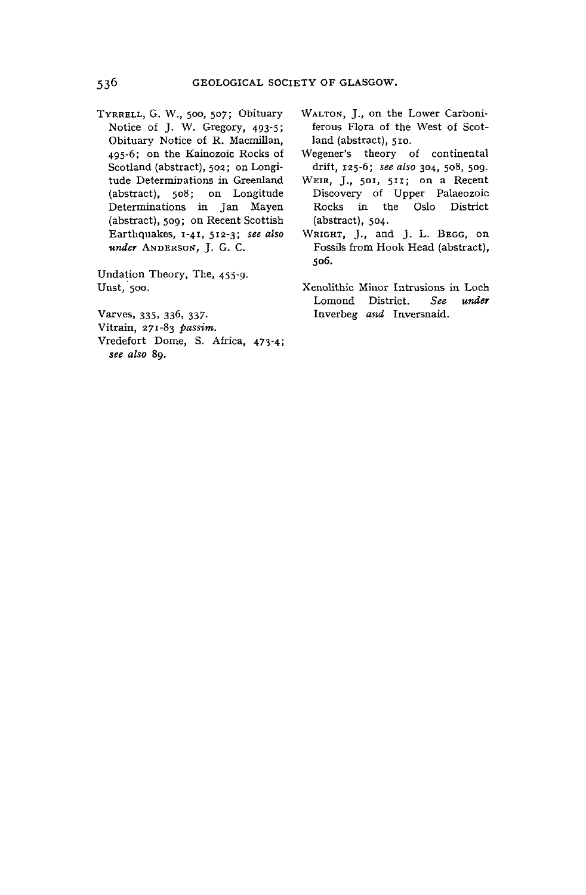TYRRELL, G. W., 500, 507; Obituary Notice of J. W. Gregory, 493-5; Obituary Notice of R. Macmillan, 495-6; on the Kainozoic Rocks of Scotland (abstract), 502; on Longitude Determinations in Greenland (abstract), 508; on Longitude Determinations in Jan Mayen (abstract), 509; on Recent Scottish Earthquakes, 1-41, 512-3; *see also under* ANDERSON, J. G. C.

Undation Theory, The, 455-9.
Unst, 500.

Varves, 335, 336, 337.
Vitrain, 271-83 *passim.*
Vredefort Dome, S. Africa, 473-4; *see also* 89.

WALTON, J., on the Lower Carboniferous Flora of the West of Scotland (abstract), 510.
Wegener's theory of continental drift, 125-6; *see also* 304, 508, 509.
WEIR, J., 501, 511; on a Recent Discovery of Upper Palaeozoic Rocks in the Oslo District (abstract), 504.
WRIGHT, J., and J. L. BEGG, on Fossils from Hook Head (abstract), 506.

Xenolithic Minor Intrusions in Loch Lomond District. *See under* Inverbeg *and* Inversnaid.